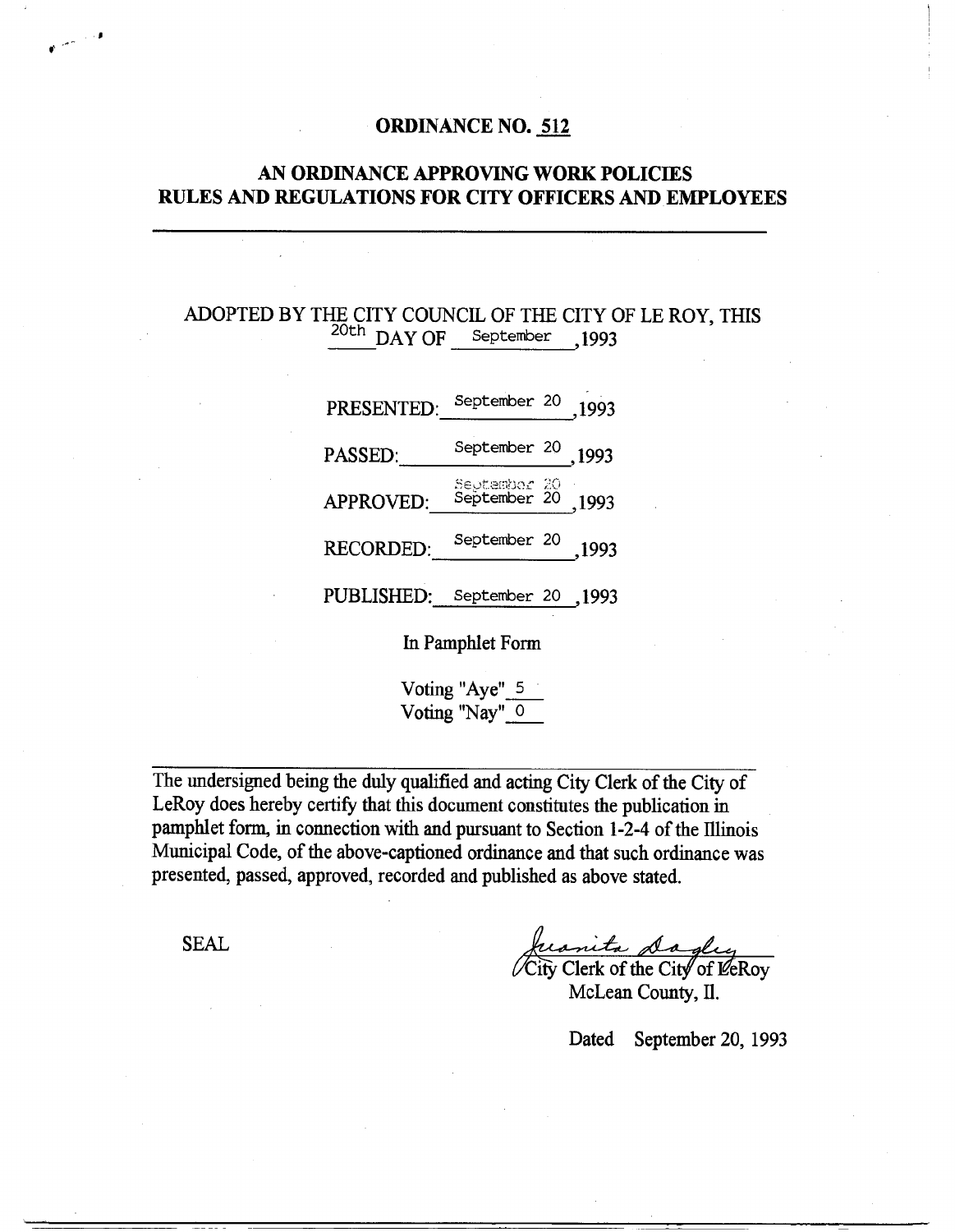# ORDINANCE NO. 512

## AN ORDINANCE APPROVING WORK POLICIES RULES AND REGULATIONS FOR CITY OFFICERS AND EMPLOYEES

ADOPTED BY THE CITY COUNCIL OF THE CITY OF LE ROY, THIS 20th DAY OF September, 1993

PRESENTED: September 20, 1993

PASSED: September 20, 1993

APPROVED: September 20, 1993

RECORDED: September 20, 1993

PUBLISHED: September 20, 1993

In Pamphlet Form

Voting "Aye" 5
Voting "Nay" 0

The undersigned being the duly qualified and acting City Clerk of the City of LeRoy does hereby certify that this document constitutes the publication in pamphlet form, in connection with and pursuant to Section 1-2-4 of the Illinois Municipal Code, of the above-captioned ordinance and that such ordinance was presented, passed, approved, recorded and published as above stated.

SEAL

Juanita Dagley
City Clerk of the City of LeRoy
McLean County, Il.

Dated September 20, 1993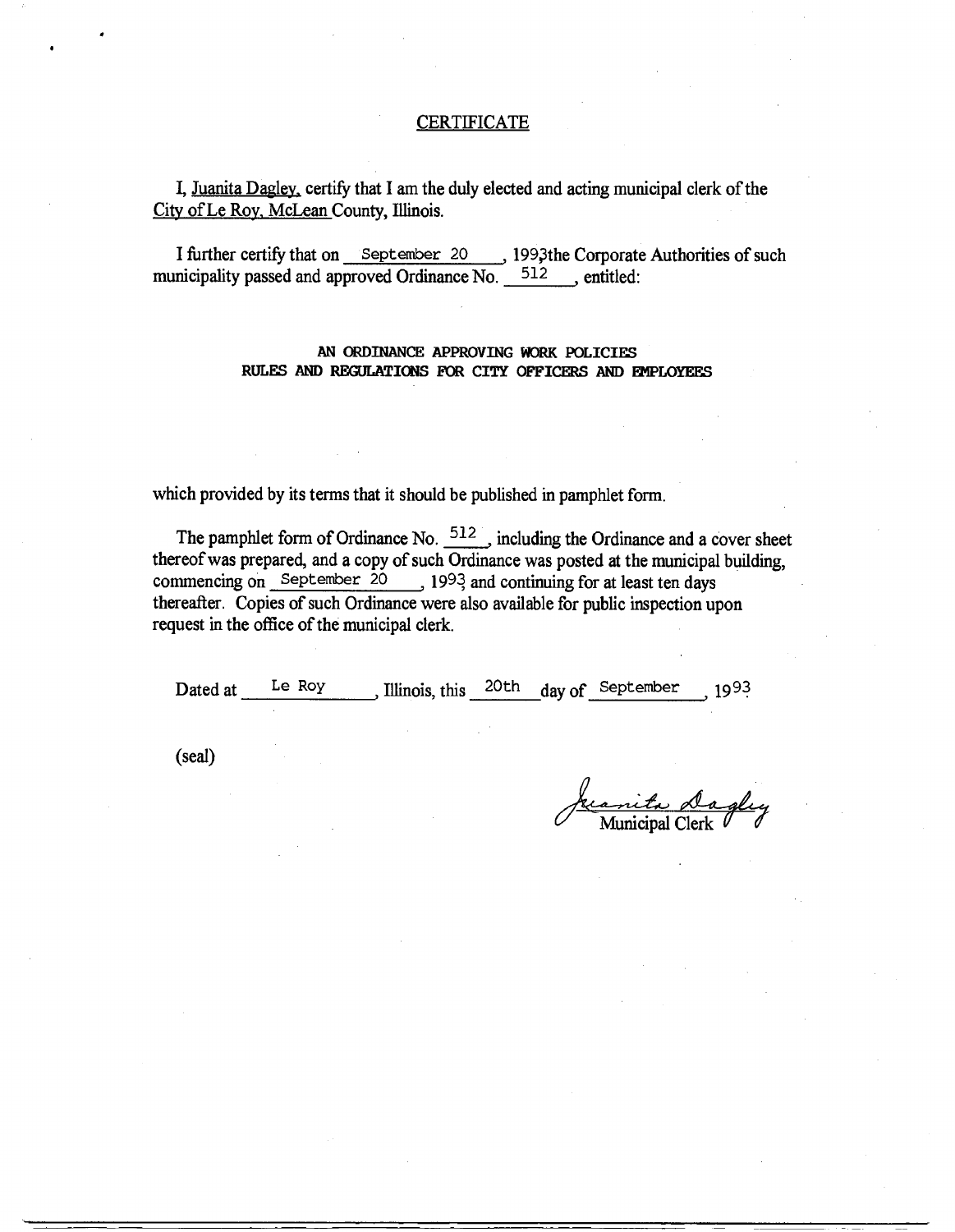# CERTIFICATE

I, Juanita Dagley, certify that I am the duly elected and acting municipal clerk of the City of Le Roy, McLean County, Illinois.

I further certify that on September 20, 1993 the Corporate Authorities of such municipality passed and approved Ordinance No. 512, entitled:

**AN ORDINANCE APPROVING WORK POLICIES RULES AND REGULATIONS FOR CITY OFFICERS AND EMPLOYEES**

which provided by its terms that it should be published in pamphlet form.

The pamphlet form of Ordinance No. 512, including the Ordinance and a cover sheet thereof was prepared, and a copy of such Ordinance was posted at the municipal building, commencing on September 20, 1993 and continuing for at least ten days thereafter. Copies of such Ordinance were also available for public inspection upon request in the office of the municipal clerk.

Dated at Le Roy, Illinois, this 20th day of September, 1993

(seal)

Juanita Dagley
Municipal Clerk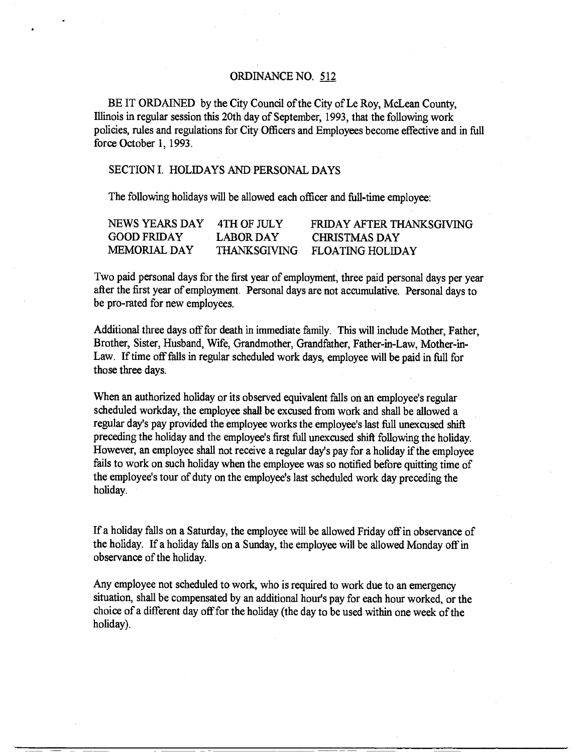# ORDINANCE NO. 512

BE IT ORDAINED by the City Council of the City of Le Roy, McLean County, Illinois in regular session this 20th day of September, 1993, that the following work policies, rules and regulations for City Officers and Employees become effective and in full force October 1, 1993.

## SECTION I. HOLIDAYS AND PERSONAL DAYS

The following holidays will be allowed each officer and full-time employee:

| | | |
|---|---|---|
| NEWS YEARS DAY | 4TH OF JULY | FRIDAY AFTER THANKSGIVING |
| GOOD FRIDAY | LABOR DAY | CHRISTMAS DAY |
| MEMORIAL DAY | THANKSGIVING | FLOATING HOLIDAY |

Two paid personal days for the first year of employment, three paid personal days per year after the first year of employment. Personal days are not accumulative. Personal days to be pro-rated for new employees.

Additional three days off for death in immediate family. This will include Mother, Father, Brother, Sister, Husband, Wife, Grandmother, Grandfather, Father-in-Law, Mother-in-Law. If time off falls in regular scheduled work days, employee will be paid in full for those three days.

When an authorized holiday or its observed equivalent falls on an employee's regular scheduled workday, the employee shall be excused from work and shall be allowed a regular day's pay provided the employee works the employee's last full unexcused shift preceding the holiday and the employee's first full unexcused shift following the holiday. However, an employee shall not receive a regular day's pay for a holiday if the employee fails to work on such holiday when the employee was so notified before quitting time of the employee's tour of duty on the employee's last scheduled work day preceding the holiday.

If a holiday falls on a Saturday, the employee will be allowed Friday off in observance of the holiday. If a holiday falls on a Sunday, the employee will be allowed Monday off in observance of the holiday.

Any employee not scheduled to work, who is required to work due to an emergency situation, shall be compensated by an additional hour's pay for each hour worked, or the choice of a different day off for the holiday (the day to be used within one week of the holiday).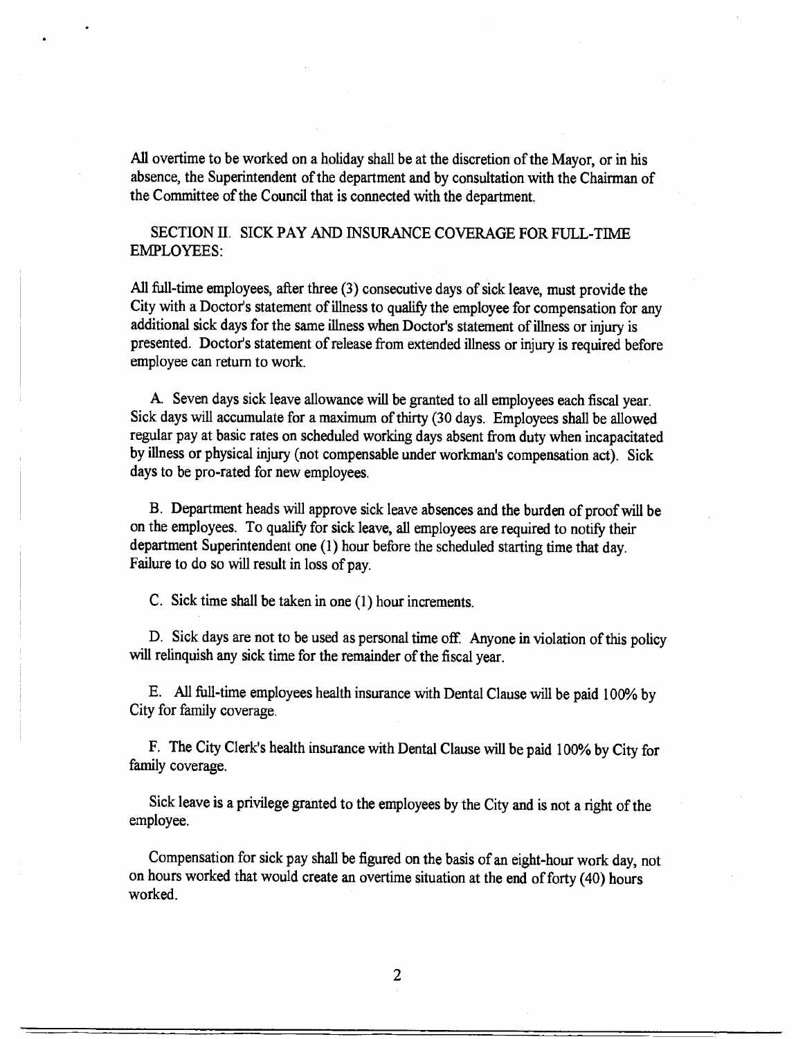All overtime to be worked on a holiday shall be at the discretion of the Mayor, or in his absence, the Superintendent of the department and by consultation with the Chairman of the Committee of the Council that is connected with the department.

## SECTION II. SICK PAY AND INSURANCE COVERAGE FOR FULL-TIME EMPLOYEES:

All full-time employees, after three (3) consecutive days of sick leave, must provide the City with a Doctor's statement of illness to qualify the employee for compensation for any additional sick days for the same illness when Doctor's statement of illness or injury is presented. Doctor's statement of release from extended illness or injury is required before employee can return to work.

A. Seven days sick leave allowance will be granted to all employees each fiscal year. Sick days will accumulate for a maximum of thirty (30 days. Employees shall be allowed regular pay at basic rates on scheduled working days absent from duty when incapacitated by illness or physical injury (not compensable under workman's compensation act). Sick days to be pro-rated for new employees.

B. Department heads will approve sick leave absences and the burden of proof will be on the employees. To qualify for sick leave, all employees are required to notify their department Superintendent one (1) hour before the scheduled starting time that day. Failure to do so will result in loss of pay.

C. Sick time shall be taken in one (1) hour increments.

D. Sick days are not to be used as personal time off. Anyone in violation of this policy will relinquish any sick time for the remainder of the fiscal year.

E. All full-time employees health insurance with Dental Clause will be paid 100% by City for family coverage.

F. The City Clerk's health insurance with Dental Clause will be paid 100% by City for family coverage.

Sick leave is a privilege granted to the employees by the City and is not a right of the employee.

Compensation for sick pay shall be figured on the basis of an eight-hour work day, not on hours worked that would create an overtime situation at the end of forty (40) hours worked.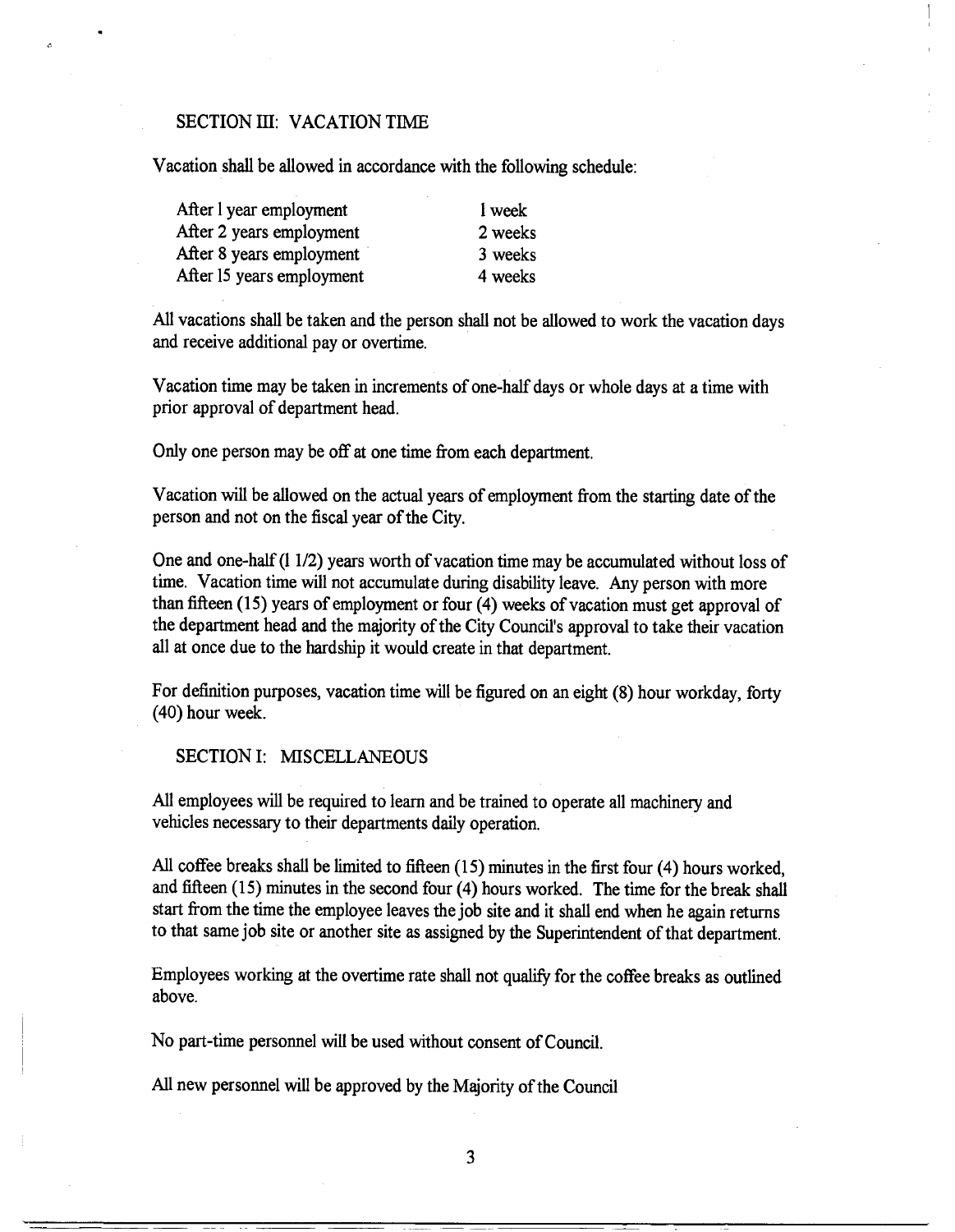## SECTION III: VACATION TIME

Vacation shall be allowed in accordance with the following schedule:

| | |
|---|---|
| After 1 year employment | 1 week |
| After 2 years employment | 2 weeks |
| After 8 years employment | 3 weeks |
| After 15 years employment | 4 weeks |

All vacations shall be taken and the person shall not be allowed to work the vacation days and receive additional pay or overtime.

Vacation time may be taken in increments of one-half days or whole days at a time with prior approval of department head.

Only one person may be off at one time from each department.

Vacation will be allowed on the actual years of employment from the starting date of the person and not on the fiscal year of the City.

One and one-half (1 1/2) years worth of vacation time may be accumulated without loss of time. Vacation time will not accumulate during disability leave. Any person with more than fifteen (15) years of employment or four (4) weeks of vacation must get approval of the department head and the majority of the City Council's approval to take their vacation all at once due to the hardship it would create in that department.

For definition purposes, vacation time will be figured on an eight (8) hour workday, forty (40) hour week.

## SECTION I: MISCELLANEOUS

All employees will be required to learn and be trained to operate all machinery and vehicles necessary to their departments daily operation.

All coffee breaks shall be limited to fifteen (15) minutes in the first four (4) hours worked, and fifteen (15) minutes in the second four (4) hours worked. The time for the break shall start from the time the employee leaves the job site and it shall end when he again returns to that same job site or another site as assigned by the Superintendent of that department.

Employees working at the overtime rate shall not qualify for the coffee breaks as outlined above.

No part-time personnel will be used without consent of Council.

All new personnel will be approved by the Majority of the Council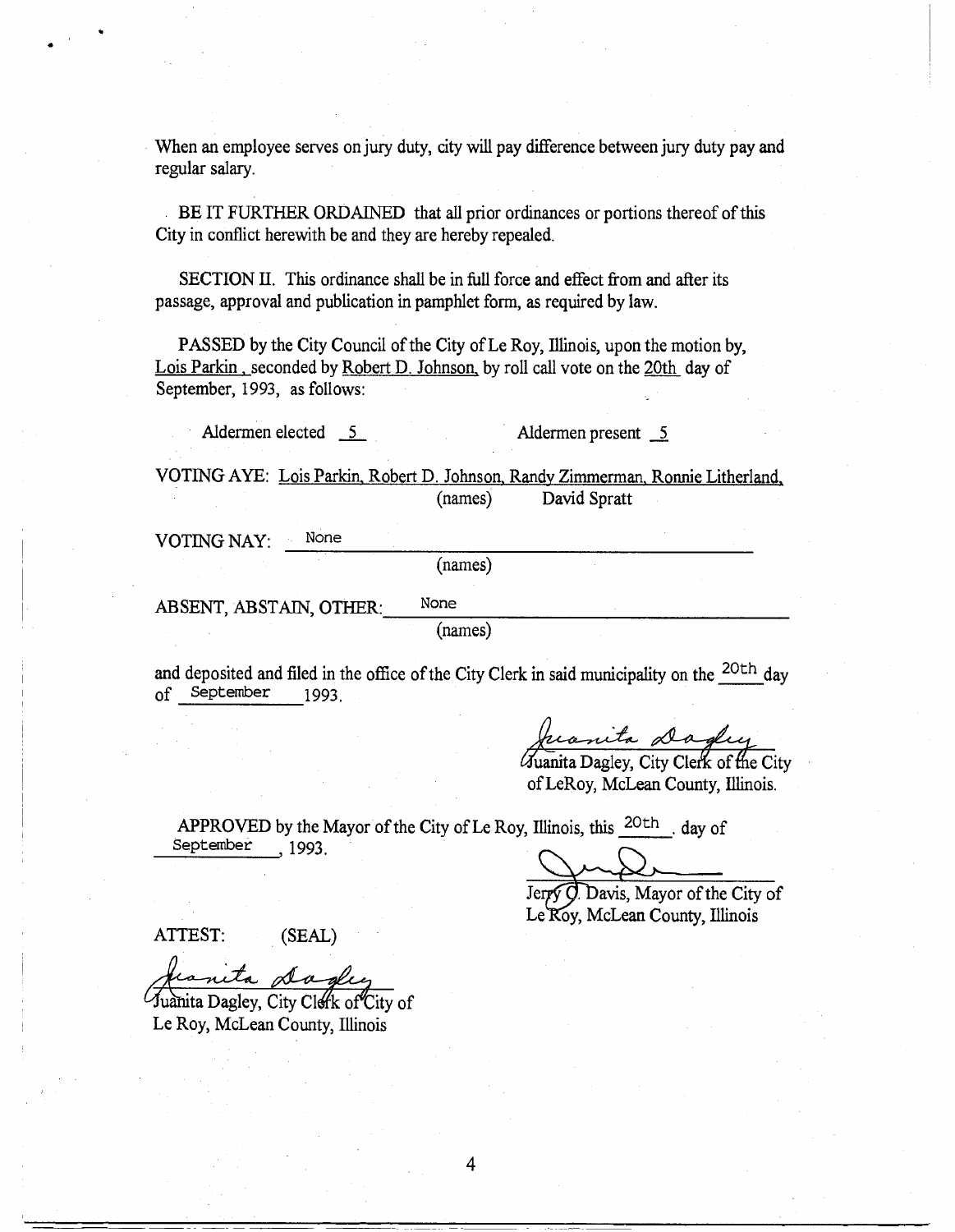When an employee serves on jury duty, city will pay difference between jury duty pay and regular salary.

BE IT FURTHER ORDAINED that all prior ordinances or portions thereof of this City in conflict herewith be and they are hereby repealed.

SECTION II. This ordinance shall be in full force and effect from and after its passage, approval and publication in pamphlet form, as required by law.

PASSED by the City Council of the City of Le Roy, Illinois, upon the motion by, Lois Parkin , seconded by Robert D. Johnson, by roll call vote on the 20th day of September, 1993, as follows:

Aldermen elected 5 Aldermen present 5

VOTING AYE: Lois Parkin, Robert D. Johnson, Randy Zimmerman, Ronnie Litherland, David Spratt
(names)

VOTING NAY: None
(names)

ABSENT, ABSTAIN, OTHER: None
(names)

and deposited and filed in the office of the City Clerk in said municipality on the 20th day of September 1993.

Juanita Dagley
Juanita Dagley, City Clerk of the City of LeRoy, McLean County, Illinois.

APPROVED by the Mayor of the City of Le Roy, Illinois, this 20th . day of September , 1993.

Jerry D. Davis, Mayor of the City of Le Roy, McLean County, Illinois

ATTEST: (SEAL)

Juanita Dagley
Juanita Dagley, City Clerk of City of Le Roy, McLean County, Illinois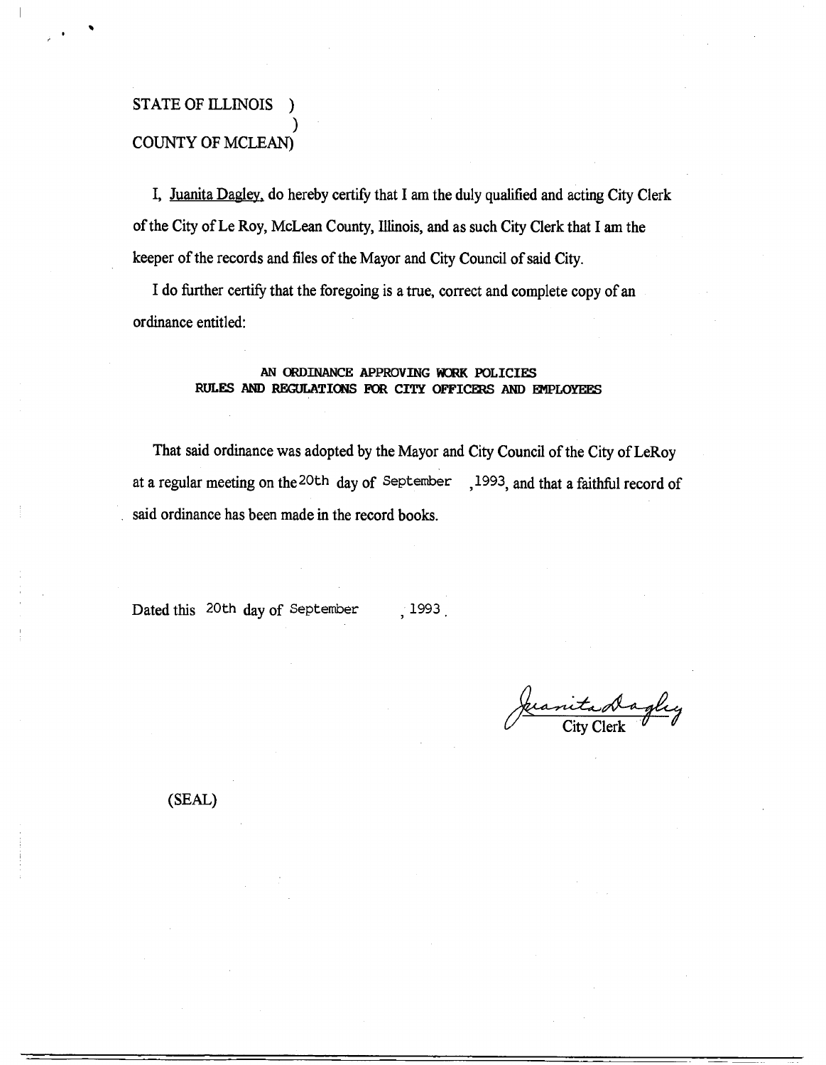STATE OF ILLINOIS )  
)  
COUNTY OF MCLEAN)

I, Juanita Dagley, do hereby certify that I am the duly qualified and acting City Clerk of the City of Le Roy, McLean County, Illinois, and as such City Clerk that I am the keeper of the records and files of the Mayor and City Council of said City.

I do further certify that the foregoing is a true, correct and complete copy of an ordinance entitled:

**AN ORDINANCE APPROVING WORK POLICIES RULES AND REGULATIONS FOR CITY OFFICERS AND EMPLOYEES**

That said ordinance was adopted by the Mayor and City Council of the City of LeRoy at a regular meeting on the 20th day of September , 1993, and that a faithful record of said ordinance has been made in the record books.

Dated this 20th day of September , 1993.

Juanita Dagley  
City Clerk

(SEAL)